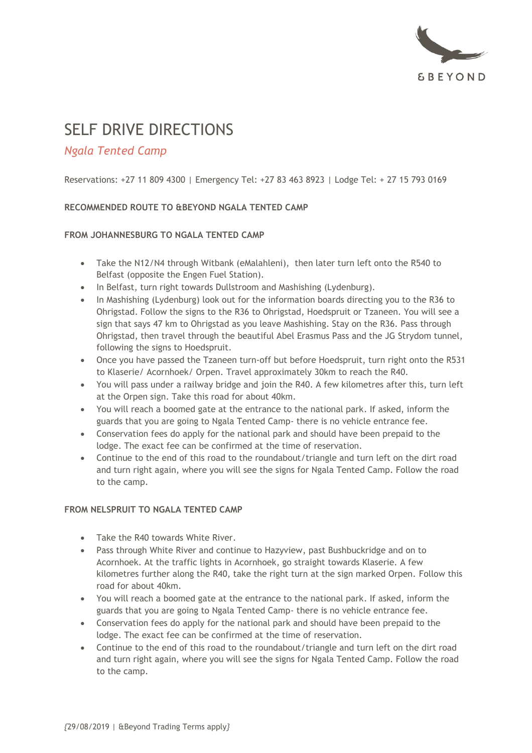&BEYOND

# SELF DRIVE DIRECTIONS

*Ngala Tented Camp*

Reservations: +27 11 809 4300 | Emergency Tel: +27 83 463 8923 | Lodge Tel: + 27 15 793 0169

**RECOMMENDED ROUTE TO &BEYOND NGALA TENTED CAMP**

**FROM JOHANNESBURG TO NGALA TENTED CAMP**

- Take the N12/N4 through Witbank (eMalahleni), then later turn left onto the R540 to Belfast (opposite the Engen Fuel Station).
- In Belfast, turn right towards Dullstroom and Mashishing (Lydenburg).
- In Mashishing (Lydenburg) look out for the information boards directing you to the R36 to Ohrigstad. Follow the signs to the R36 to Ohrigstad, Hoedspruit or Tzaneen. You will see a sign that says 47 km to Ohrigstad as you leave Mashishing. Stay on the R36. Pass through Ohrigstad, then travel through the beautiful Abel Erasmus Pass and the JG Strydom tunnel, following the signs to Hoedspruit.
- Once you have passed the Tzaneen turn-off but before Hoedspruit, turn right onto the R531 to Klaserie/ Acornhoek/ Orpen. Travel approximately 30km to reach the R40.
- You will pass under a railway bridge and join the R40. A few kilometres after this, turn left at the Orpen sign. Take this road for about 40km.
- You will reach a boomed gate at the entrance to the national park. If asked, inform the guards that you are going to Ngala Tented Camp- there is no vehicle entrance fee.
- Conservation fees do apply for the national park and should have been prepaid to the lodge. The exact fee can be confirmed at the time of reservation.
- Continue to the end of this road to the roundabout/triangle and turn left on the dirt road and turn right again, where you will see the signs for Ngala Tented Camp. Follow the road to the camp.

**FROM NELSPRUIT TO NGALA TENTED CAMP**

- Take the R40 towards White River.
- Pass through White River and continue to Hazyview, past Bushbuckridge and on to Acornhoek. At the traffic lights in Acornhoek, go straight towards Klaserie. A few kilometres further along the R40, take the right turn at the sign marked Orpen. Follow this road for about 40km.
- You will reach a boomed gate at the entrance to the national park. If asked, inform the guards that you are going to Ngala Tented Camp- there is no vehicle entrance fee.
- Conservation fees do apply for the national park and should have been prepaid to the lodge. The exact fee can be confirmed at the time of reservation.
- Continue to the end of this road to the roundabout/triangle and turn left on the dirt road and turn right again, where you will see the signs for Ngala Tented Camp. Follow the road to the camp.

*{29/08/2019 | &Beyond Trading Terms apply}*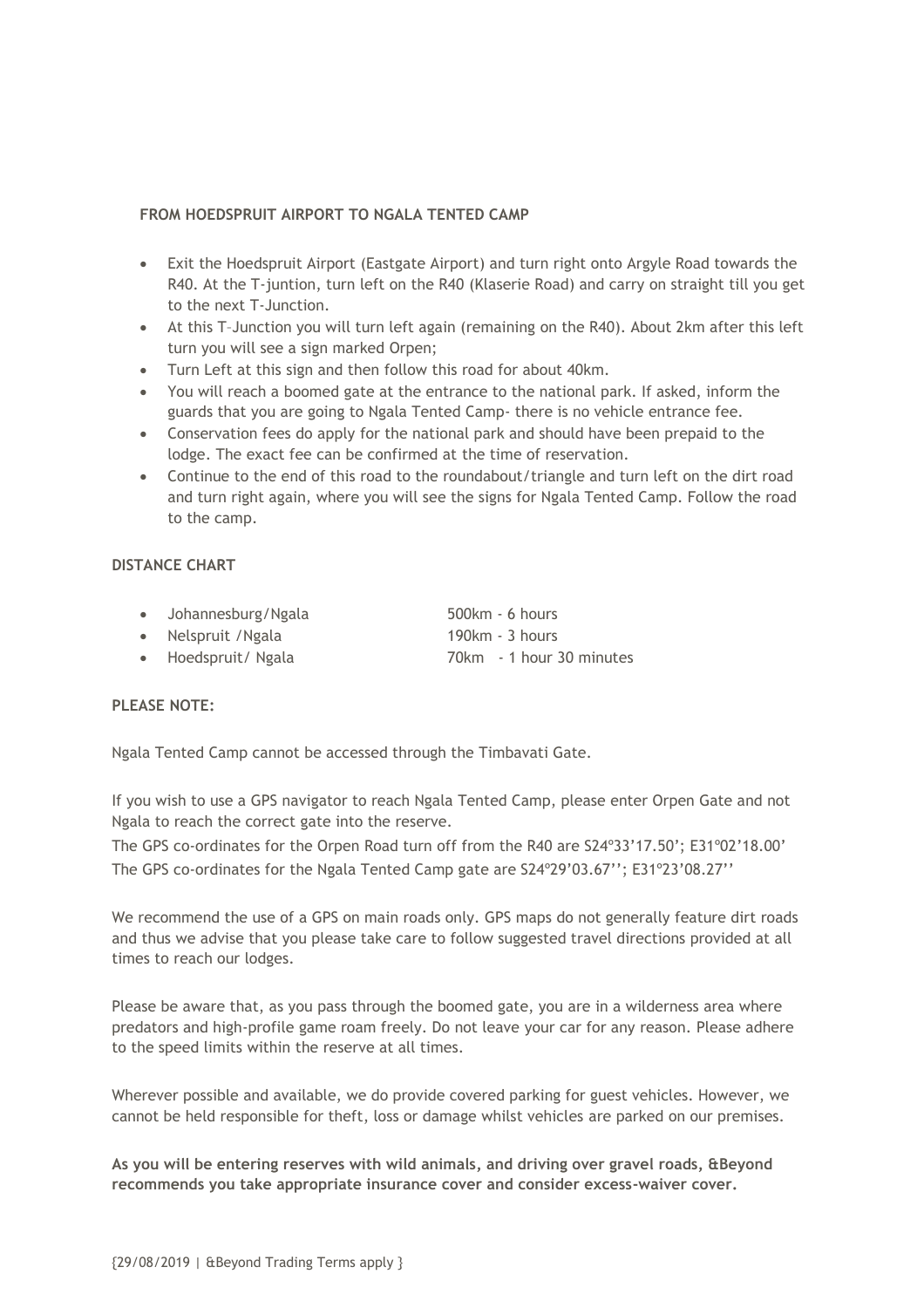**FROM HOEDSPRUIT AIRPORT TO NGALA TENTED CAMP**

- Exit the Hoedspruit Airport (Eastgate Airport) and turn right onto Argyle Road towards the R40. At the T-juntion, turn left on the R40 (Klaserie Road) and carry on straight till you get to the next T-Junction.
- At this T–Junction you will turn left again (remaining on the R40). About 2km after this left turn you will see a sign marked Orpen;
- Turn Left at this sign and then follow this road for about 40km.
- You will reach a boomed gate at the entrance to the national park. If asked, inform the guards that you are going to Ngala Tented Camp- there is no vehicle entrance fee.
- Conservation fees do apply for the national park and should have been prepaid to the lodge. The exact fee can be confirmed at the time of reservation.
- Continue to the end of this road to the roundabout/triangle and turn left on the dirt road and turn right again, where you will see the signs for Ngala Tented Camp. Follow the road to the camp.

**DISTANCE CHART**

- Johannesburg/Ngala — 500km - 6 hours
- Nelspruit /Ngala — 190km - 3 hours
- Hoedspruit/ Ngala — 70km - 1 hour 30 minutes

**PLEASE NOTE:**

Ngala Tented Camp cannot be accessed through the Timbavati Gate.

If you wish to use a GPS navigator to reach Ngala Tented Camp, please enter Orpen Gate and not Ngala to reach the correct gate into the reserve.

The GPS co-ordinates for the Orpen Road turn off from the R40 are S24º33'17.50'; E31º02'18.00'
The GPS co-ordinates for the Ngala Tented Camp gate are S24º29'03.67''; E31º23'08.27''

We recommend the use of a GPS on main roads only. GPS maps do not generally feature dirt roads and thus we advise that you please take care to follow suggested travel directions provided at all times to reach our lodges.

Please be aware that, as you pass through the boomed gate, you are in a wilderness area where predators and high-profile game roam freely. Do not leave your car for any reason. Please adhere to the speed limits within the reserve at all times.

Wherever possible and available, we do provide covered parking for guest vehicles. However, we cannot be held responsible for theft, loss or damage whilst vehicles are parked on our premises.

**As you will be entering reserves with wild animals, and driving over gravel roads, &Beyond recommends you take appropriate insurance cover and consider excess-waiver cover.**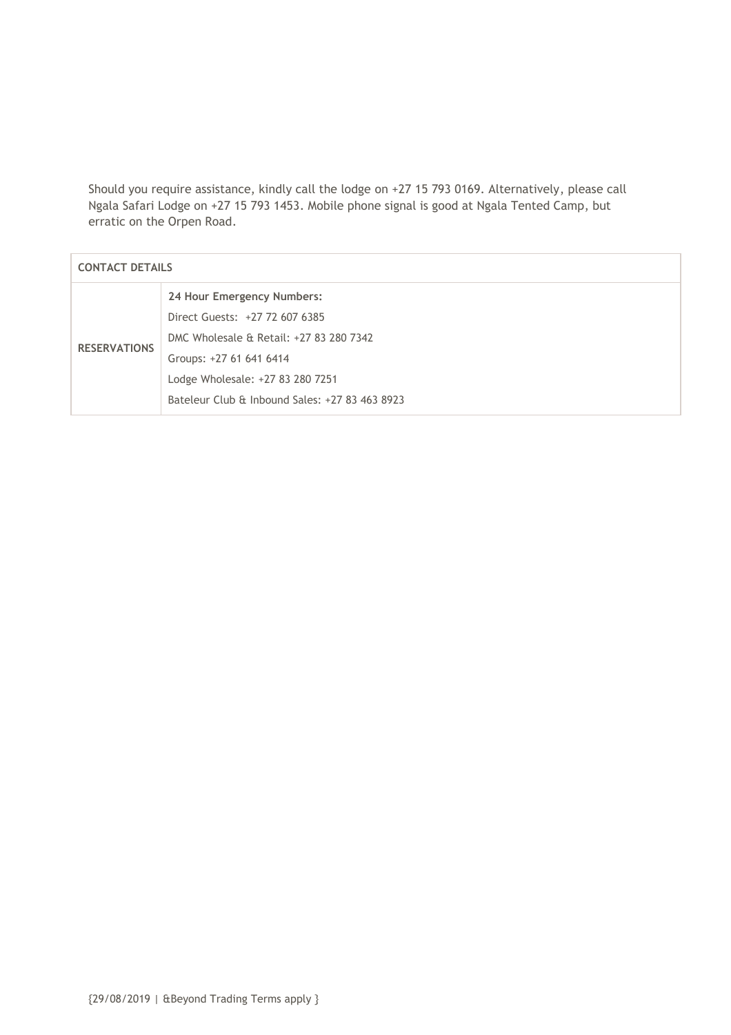Should you require assistance, kindly call the lodge on +27 15 793 0169. Alternatively, please call Ngala Safari Lodge on +27 15 793 1453. Mobile phone signal is good at Ngala Tented Camp, but erratic on the Orpen Road.

| CONTACT DETAILS | |
|---|---|
| RESERVATIONS | **24 Hour Emergency Numbers:**<br>Direct Guests: +27 72 607 6385<br>DMC Wholesale & Retail: +27 83 280 7342<br>Groups: +27 61 641 6414<br>Lodge Wholesale: +27 83 280 7251<br>Bateleur Club & Inbound Sales: +27 83 463 8923 |

{29/08/2019 | &Beyond Trading Terms apply }